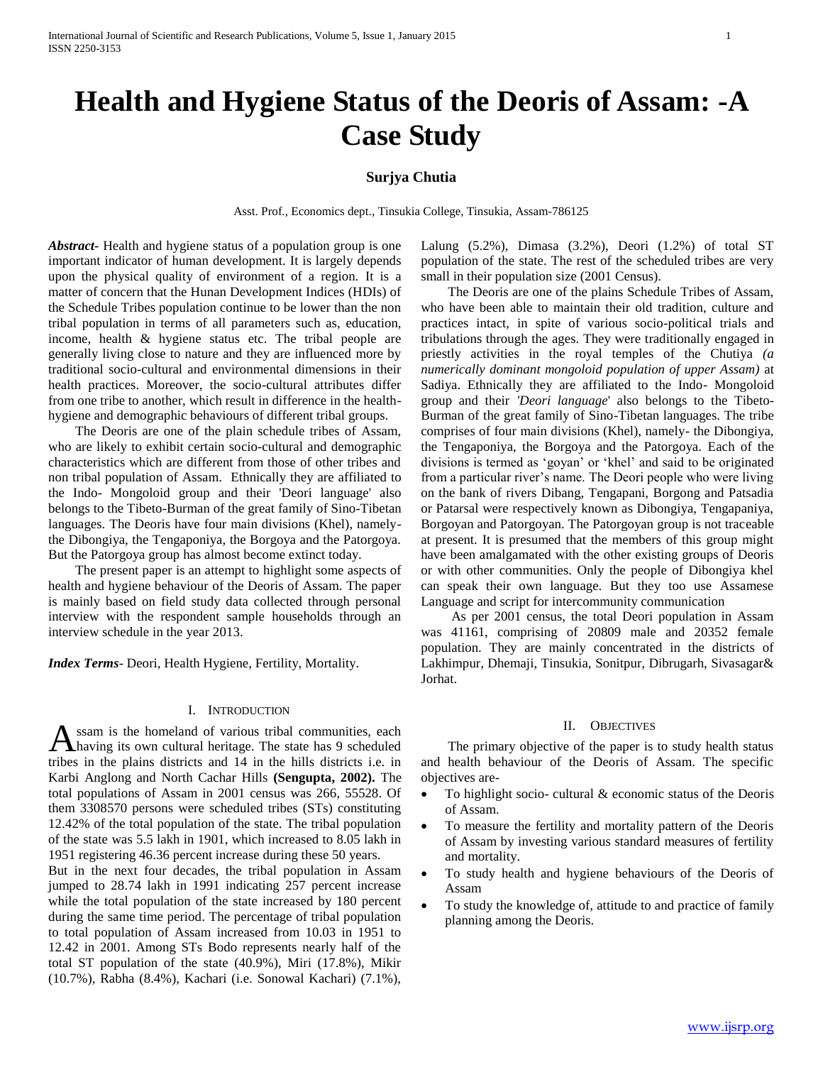# Health and Hygiene Status of the Deoris of Assam: -A Case Study

**Surjya Chutia**

Asst. Prof., Economics dept., Tinsukia College, Tinsukia, Assam-786125

***Abstract***- Health and hygiene status of a population group is one important indicator of human development. It is largely depends upon the physical quality of environment of a region. It is a matter of concern that the Hunan Development Indices (HDIs) of the Schedule Tribes population continue to be lower than the non tribal population in terms of all parameters such as, education, income, health & hygiene status etc. The tribal people are generally living close to nature and they are influenced more by traditional socio-cultural and environmental dimensions in their health practices. Moreover, the socio-cultural attributes differ from one tribe to another, which result in difference in the health-hygiene and demographic behaviours of different tribal groups.

The Deoris are one of the plain schedule tribes of Assam, who are likely to exhibit certain socio-cultural and demographic characteristics which are different from those of other tribes and non tribal population of Assam. Ethnically they are affiliated to the Indo- Mongoloid group and their 'Deori language' also belongs to the Tibeto-Burman of the great family of Sino-Tibetan languages. The Deoris have four main divisions (Khel), namely- the Dibongiya, the Tengaponiya, the Borgoya and the Patorgoya. But the Patorgoya group has almost become extinct today.

The present paper is an attempt to highlight some aspects of health and hygiene behaviour of the Deoris of Assam. The paper is mainly based on field study data collected through personal interview with the respondent sample households through an interview schedule in the year 2013.

***Index Terms***- Deori, Health Hygiene, Fertility, Mortality.

## I. Introduction

Assam is the homeland of various tribal communities, each having its own cultural heritage. The state has 9 scheduled tribes in the plains districts and 14 in the hills districts i.e. in Karbi Anglong and North Cachar Hills **(Sengupta, 2002).** The total populations of Assam in 2001 census was 266, 55528. Of them 3308570 persons were scheduled tribes (STs) constituting 12.42% of the total population of the state. The tribal population of the state was 5.5 lakh in 1901, which increased to 8.05 lakh in 1951 registering 46.36 percent increase during these 50 years.
But in the next four decades, the tribal population in Assam jumped to 28.74 lakh in 1991 indicating 257 percent increase while the total population of the state increased by 180 percent during the same time period. The percentage of tribal population to total population of Assam increased from 10.03 in 1951 to 12.42 in 2001. Among STs Bodo represents nearly half of the total ST population of the state (40.9%), Miri (17.8%), Mikir (10.7%), Rabha (8.4%), Kachari (i.e. Sonowal Kachari) (7.1%), Lalung (5.2%), Dimasa (3.2%), Deori (1.2%) of total ST population of the state. The rest of the scheduled tribes are very small in their population size (2001 Census).

The Deoris are one of the plains Schedule Tribes of Assam, who have been able to maintain their old tradition, culture and practices intact, in spite of various socio-political trials and tribulations through the ages. They were traditionally engaged in priestly activities in the royal temples of the Chutiya *(a numerically dominant mongoloid population of upper Assam)* at Sadiya. Ethnically they are affiliated to the Indo- Mongoloid group and their *'Deori language*' also belongs to the Tibeto-Burman of the great family of Sino-Tibetan languages. The tribe comprises of four main divisions (Khel), namely- the Dibongiya, the Tengaponiya, the Borgoya and the Patorgoya. Each of the divisions is termed as 'goyan' or 'khel' and said to be originated from a particular river's name. The Deori people who were living on the bank of rivers Dibang, Tengapani, Borgong and Patsadia or Patarsal were respectively known as Dibongiya, Tengapaniya, Borgoyan and Patorgoyan. The Patorgoyan group is not traceable at present. It is presumed that the members of this group might have been amalgamated with the other existing groups of Deoris or with other communities. Only the people of Dibongiya khel can speak their own language. But they too use Assamese Language and script for intercommunity communication

As per 2001 census, the total Deori population in Assam was 41161, comprising of 20809 male and 20352 female population. They are mainly concentrated in the districts of Lakhimpur, Dhemaji, Tinsukia, Sonitpur, Dibrugarh, Sivasagar& Jorhat.

## II. Objectives

The primary objective of the paper is to study health status and health behaviour of the Deoris of Assam. The specific objectives are-

- To highlight socio- cultural & economic status of the Deoris of Assam.
- To measure the fertility and mortality pattern of the Deoris of Assam by investing various standard measures of fertility and mortality.
- To study health and hygiene behaviours of the Deoris of Assam
- To study the knowledge of, attitude to and practice of family planning among the Deoris.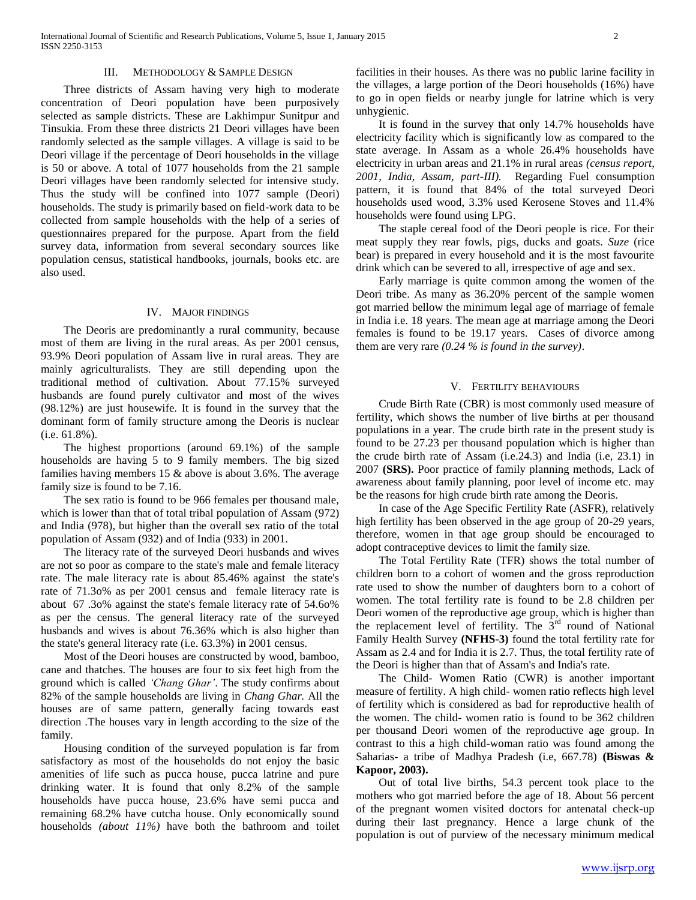## III. METHODOLOGY & SAMPLE DESIGN

Three districts of Assam having very high to moderate concentration of Deori population have been purposively selected as sample districts. These are Lakhimpur Sunitpur and Tinsukia. From these three districts 21 Deori villages have been randomly selected as the sample villages. A village is said to be Deori village if the percentage of Deori households in the village is 50 or above. A total of 1077 households from the 21 sample Deori villages have been randomly selected for intensive study. Thus the study will be confined into 1077 sample (Deori) households. The study is primarily based on field-work data to be collected from sample households with the help of a series of questionnaires prepared for the purpose. Apart from the field survey data, information from several secondary sources like population census, statistical handbooks, journals, books etc. are also used.

## IV. MAJOR FINDINGS

The Deoris are predominantly a rural community, because most of them are living in the rural areas. As per 2001 census, 93.9% Deori population of Assam live in rural areas. They are mainly agriculturalists. They are still depending upon the traditional method of cultivation. About 77.15% surveyed husbands are found purely cultivator and most of the wives (98.12%) are just housewife. It is found in the survey that the dominant form of family structure among the Deoris is nuclear (i.e. 61.8%).

The highest proportions (around 69.1%) of the sample households are having 5 to 9 family members. The big sized families having members 15 & above is about 3.6%. The average family size is found to be 7.16.

The sex ratio is found to be 966 females per thousand male, which is lower than that of total tribal population of Assam (972) and India (978), but higher than the overall sex ratio of the total population of Assam (932) and of India (933) in 2001.

The literacy rate of the surveyed Deori husbands and wives are not so poor as compare to the state's male and female literacy rate. The male literacy rate is about 85.46% against the state's rate of 71.3o% as per 2001 census and female literacy rate is about 67 .3o% against the state's female literacy rate of 54.6o% as per the census. The general literacy rate of the surveyed husbands and wives is about 76.36% which is also higher than the state's general literacy rate (i.e. 63.3%) in 2001 census.

Most of the Deori houses are constructed by wood, bamboo, cane and thatches. The houses are four to six feet high from the ground which is called *'Chang Ghar'*. The study confirms about 82% of the sample households are living in *Chang Ghar.* All the houses are of same pattern, generally facing towards east direction .The houses vary in length according to the size of the family.

Housing condition of the surveyed population is far from satisfactory as most of the households do not enjoy the basic amenities of life such as pucca house, pucca latrine and pure drinking water. It is found that only 8.2% of the sample households have pucca house, 23.6% have semi pucca and remaining 68.2% have cutcha house. Only economically sound households *(about 11%)* have both the bathroom and toilet facilities in their houses. As there was no public larine facility in the villages, a large portion of the Deori households (16%) have to go in open fields or nearby jungle for latrine which is very unhygienic.

It is found in the survey that only 14.7% households have electricity facility which is significantly low as compared to the state average. In Assam as a whole 26.4% households have electricity in urban areas and 21.1% in rural areas *(census report, 2001, India, Assam, part-III).* Regarding Fuel consumption pattern, it is found that 84% of the total surveyed Deori households used wood, 3.3% used Kerosene Stoves and 11.4% households were found using LPG.

The staple cereal food of the Deori people is rice. For their meat supply they rear fowls, pigs, ducks and goats. *Suze* (rice bear) is prepared in every household and it is the most favourite drink which can be severed to all, irrespective of age and sex.

Early marriage is quite common among the women of the Deori tribe. As many as 36.20% percent of the sample women got married bellow the minimum legal age of marriage of female in India i.e. 18 years. The mean age at marriage among the Deori females is found to be 19.17 years. Cases of divorce among them are very rare *(0.24 % is found in the survey)*.

## V. FERTILITY BEHAVIOURS

Crude Birth Rate (CBR) is most commonly used measure of fertility, which shows the number of live births at per thousand populations in a year. The crude birth rate in the present study is found to be 27.23 per thousand population which is higher than the crude birth rate of Assam (i.e.24.3) and India (i.e, 23.1) in 2007 **(SRS).** Poor practice of family planning methods, Lack of awareness about family planning, poor level of income etc. may be the reasons for high crude birth rate among the Deoris.

In case of the Age Specific Fertility Rate (ASFR), relatively high fertility has been observed in the age group of 20-29 years, therefore, women in that age group should be encouraged to adopt contraceptive devices to limit the family size.

The Total Fertility Rate (TFR) shows the total number of children born to a cohort of women and the gross reproduction rate used to show the number of daughters born to a cohort of women. The total fertility rate is found to be 2.8 children per Deori women of the reproductive age group, which is higher than the replacement level of fertility. The 3rd round of National Family Health Survey **(NFHS-3)** found the total fertility rate for Assam as 2.4 and for India it is 2.7. Thus, the total fertility rate of the Deori is higher than that of Assam's and India's rate.

The Child- Women Ratio (CWR) is another important measure of fertility. A high child- women ratio reflects high level of fertility which is considered as bad for reproductive health of the women. The child- women ratio is found to be 362 children per thousand Deori women of the reproductive age group. In contrast to this a high child-woman ratio was found among the Saharias- a tribe of Madhya Pradesh (i.e, 667.78) **(Biswas & Kapoor, 2003).**

Out of total live births, 54.3 percent took place to the mothers who got married before the age of 18. About 56 percent of the pregnant women visited doctors for antenatal check-up during their last pregnancy. Hence a large chunk of the population is out of purview of the necessary minimum medical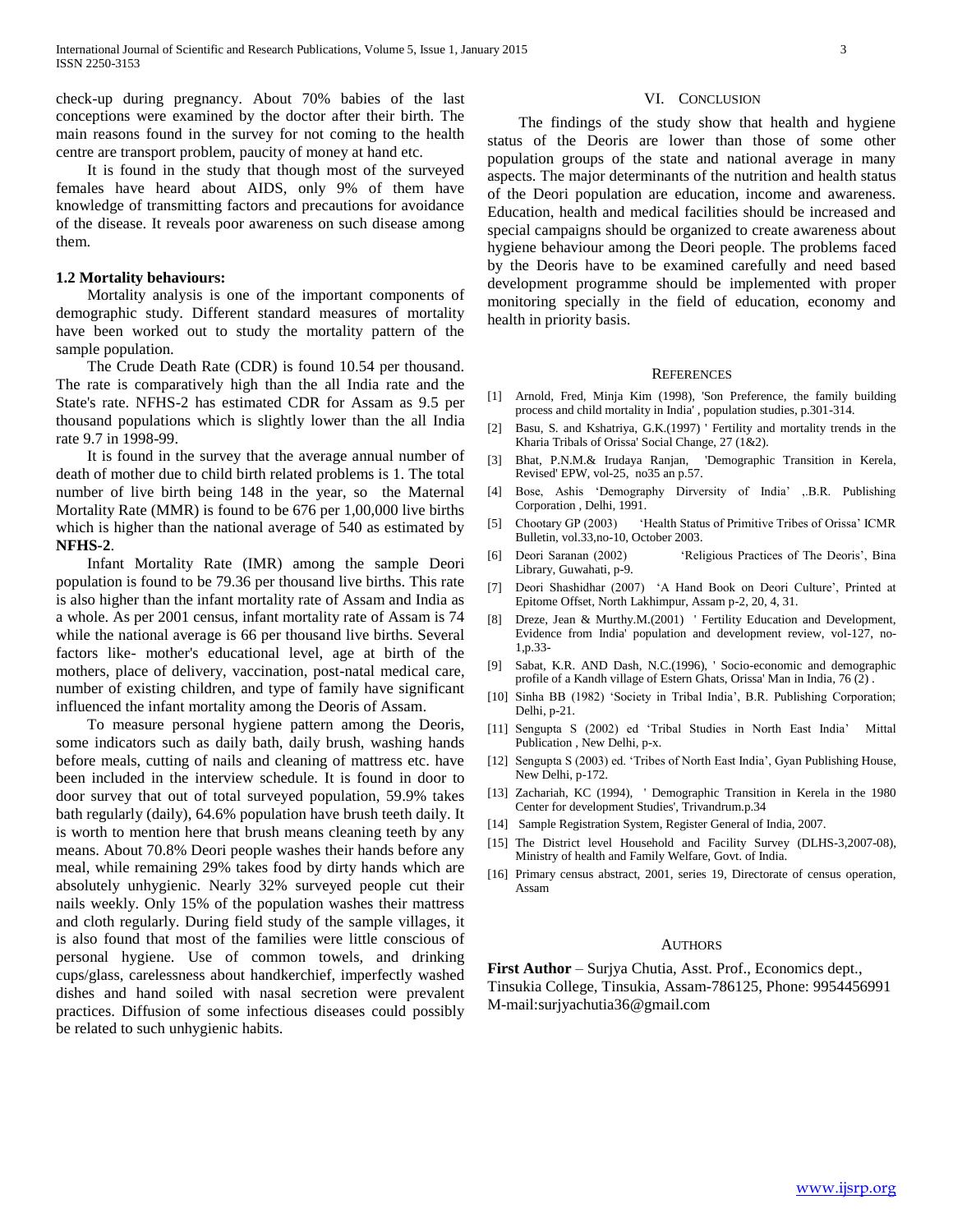check-up during pregnancy. About 70% babies of the last conceptions were examined by the doctor after their birth. The main reasons found in the survey for not coming to the health centre are transport problem, paucity of money at hand etc.

It is found in the study that though most of the surveyed females have heard about AIDS, only 9% of them have knowledge of transmitting factors and precautions for avoidance of the disease. It reveals poor awareness on such disease among them.

**1.2 Mortality behaviours:**

Mortality analysis is one of the important components of demographic study. Different standard measures of mortality have been worked out to study the mortality pattern of the sample population.

The Crude Death Rate (CDR) is found 10.54 per thousand. The rate is comparatively high than the all India rate and the State's rate. NFHS-2 has estimated CDR for Assam as 9.5 per thousand populations which is slightly lower than the all India rate 9.7 in 1998-99.

It is found in the survey that the average annual number of death of mother due to child birth related problems is 1. The total number of live birth being 148 in the year, so the Maternal Mortality Rate (MMR) is found to be 676 per 1,00,000 live births which is higher than the national average of 540 as estimated by **NFHS-2**.

Infant Mortality Rate (IMR) among the sample Deori population is found to be 79.36 per thousand live births. This rate is also higher than the infant mortality rate of Assam and India as a whole. As per 2001 census, infant mortality rate of Assam is 74 while the national average is 66 per thousand live births. Several factors like- mother's educational level, age at birth of the mothers, place of delivery, vaccination, post-natal medical care, number of existing children, and type of family have significant influenced the infant mortality among the Deoris of Assam.

To measure personal hygiene pattern among the Deoris, some indicators such as daily bath, daily brush, washing hands before meals, cutting of nails and cleaning of mattress etc. have been included in the interview schedule. It is found in door to door survey that out of total surveyed population, 59.9% takes bath regularly (daily), 64.6% population have brush teeth daily. It is worth to mention here that brush means cleaning teeth by any means. About 70.8% Deori people washes their hands before any meal, while remaining 29% takes food by dirty hands which are absolutely unhygienic. Nearly 32% surveyed people cut their nails weekly. Only 15% of the population washes their mattress and cloth regularly. During field study of the sample villages, it is also found that most of the families were little conscious of personal hygiene. Use of common towels, and drinking cups/glass, carelessness about handkerchief, imperfectly washed dishes and hand soiled with nasal secretion were prevalent practices. Diffusion of some infectious diseases could possibly be related to such unhygienic habits.

## VI. Conclusion

The findings of the study show that health and hygiene status of the Deoris are lower than those of some other population groups of the state and national average in many aspects. The major determinants of the nutrition and health status of the Deori population are education, income and awareness. Education, health and medical facilities should be increased and special campaigns should be organized to create awareness about hygiene behaviour among the Deori people. The problems faced by the Deoris have to be examined carefully and need based development programme should be implemented with proper monitoring specially in the field of education, economy and health in priority basis.

## References

[1] Arnold, Fred, Minja Kim (1998), 'Son Preference, the family building process and child mortality in India' , population studies, p.301-314.

[2] Basu, S. and Kshatriya, G.K.(1997) ' Fertility and mortality trends in the Kharia Tribals of Orissa' Social Change, 27 (1&2).

[3] Bhat, P.N.M.& Irudaya Ranjan, 'Demographic Transition in Kerela, Revised' EPW, vol-25, no35 an p.57.

[4] Bose, Ashis 'Demography Dirversity of India' ,.B.R. Publishing Corporation , Delhi, 1991.

[5] Chootary GP (2003) 'Health Status of Primitive Tribes of Orissa' ICMR Bulletin, vol.33,no-10, October 2003.

[6] Deori Saranan (2002) 'Religious Practices of The Deoris', Bina Library, Guwahati, p-9.

[7] Deori Shashidhar (2007) 'A Hand Book on Deori Culture', Printed at Epitome Offset, North Lakhimpur, Assam p-2, 20, 4, 31.

[8] Dreze, Jean & Murthy.M.(2001) ' Fertility Education and Development, Evidence from India' population and development review, vol-127, no-1,p.33-

[9] Sabat, K.R. AND Dash, N.C.(1996), ' Socio-economic and demographic profile of a Kandh village of Estern Ghats, Orissa' Man in India, 76 (2) .

[10] Sinha BB (1982) 'Society in Tribal India', B.R. Publishing Corporation; Delhi, p-21.

[11] Sengupta S (2002) ed 'Tribal Studies in North East India' Mittal Publication , New Delhi, p-x.

[12] Sengupta S (2003) ed. 'Tribes of North East India', Gyan Publishing House, New Delhi, p-172.

[13] Zachariah, KC (1994), ' Demographic Transition in Kerela in the 1980 Center for development Studies', Trivandrum.p.34

[14] Sample Registration System, Register General of India, 2007.

[15] The District level Household and Facility Survey (DLHS-3,2007-08), Ministry of health and Family Welfare, Govt. of India.

[16] Primary census abstract, 2001, series 19, Directorate of census operation, Assam

## Authors

**First Author** – Surjya Chutia, Asst. Prof., Economics dept., Tinsukia College, Tinsukia, Assam-786125, Phone: 9954456991 M-mail:surjyachutia36@gmail.com